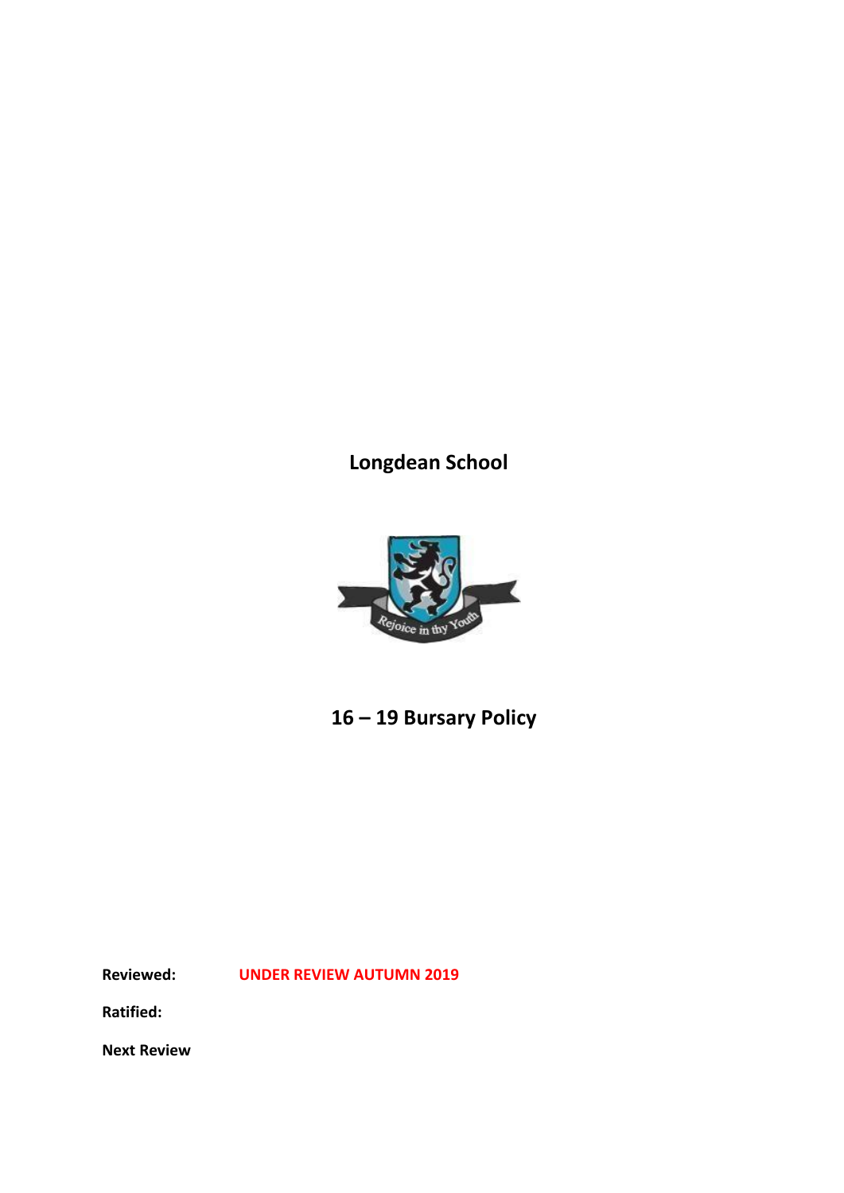# Longdean School

# 16 – 19 Bursary Policy

**Reviewed:** **UNDER REVIEW AUTUMN 2019**

**Ratified:**

**Next Review**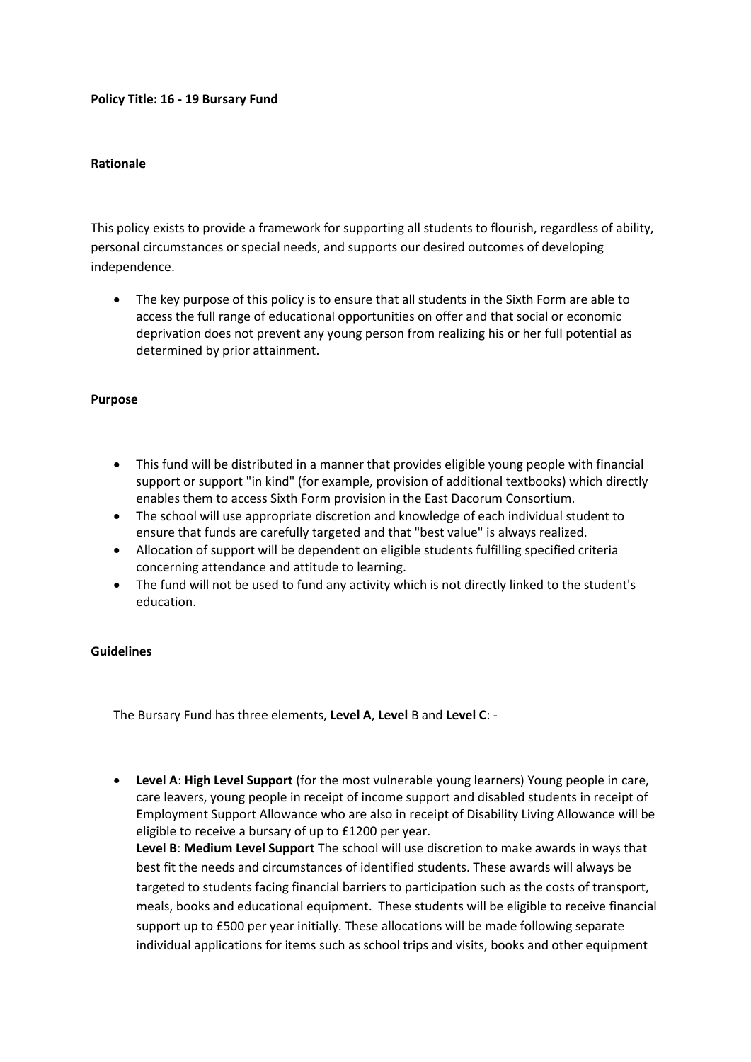**Policy Title: 16 - 19 Bursary Fund**

**Rationale**

This policy exists to provide a framework for supporting all students to flourish, regardless of ability, personal circumstances or special needs, and supports our desired outcomes of developing independence.

- The key purpose of this policy is to ensure that all students in the Sixth Form are able to access the full range of educational opportunities on offer and that social or economic deprivation does not prevent any young person from realizing his or her full potential as determined by prior attainment.

**Purpose**

- This fund will be distributed in a manner that provides eligible young people with financial support or support "in kind" (for example, provision of additional textbooks) which directly enables them to access Sixth Form provision in the East Dacorum Consortium.
- The school will use appropriate discretion and knowledge of each individual student to ensure that funds are carefully targeted and that "best value" is always realized.
- Allocation of support will be dependent on eligible students fulfilling specified criteria concerning attendance and attitude to learning.
- The fund will not be used to fund any activity which is not directly linked to the student's education.

**Guidelines**

The Bursary Fund has three elements, **Level A**, **Level** B and **Level C**: -

- **Level A**: **High Level Support** (for the most vulnerable young learners) Young people in care, care leavers, young people in receipt of income support and disabled students in receipt of Employment Support Allowance who are also in receipt of Disability Living Allowance will be eligible to receive a bursary of up to £1200 per year.
  **Level B**: **Medium Level Support** The school will use discretion to make awards in ways that best fit the needs and circumstances of identified students. These awards will always be targeted to students facing financial barriers to participation such as the costs of transport, meals, books and educational equipment. These students will be eligible to receive financial support up to £500 per year initially. These allocations will be made following separate individual applications for items such as school trips and visits, books and other equipment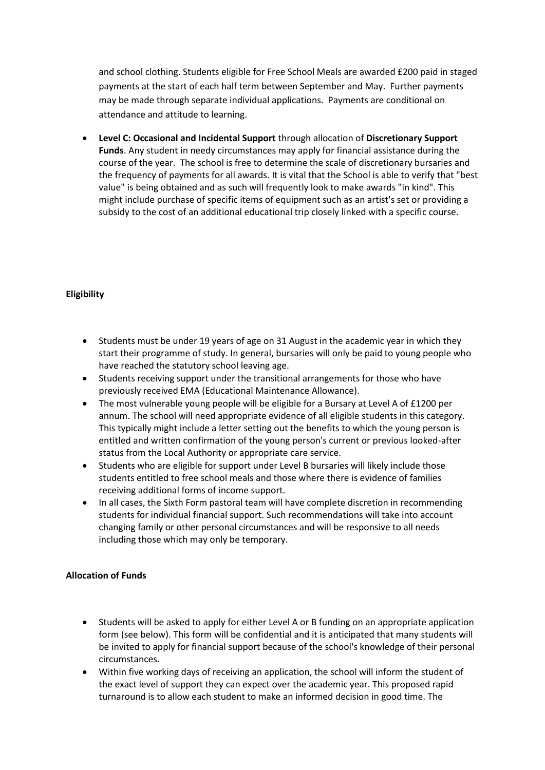and school clothing. Students eligible for Free School Meals are awarded £200 paid in staged payments at the start of each half term between September and May. Further payments may be made through separate individual applications. Payments are conditional on attendance and attitude to learning.

- **Level C: Occasional and Incidental Support** through allocation of **Discretionary Support Funds**. Any student in needy circumstances may apply for financial assistance during the course of the year. The school is free to determine the scale of discretionary bursaries and the frequency of payments for all awards. It is vital that the School is able to verify that "best value" is being obtained and as such will frequently look to make awards "in kind". This might include purchase of specific items of equipment such as an artist's set or providing a subsidy to the cost of an additional educational trip closely linked with a specific course.

**Eligibility**

- Students must be under 19 years of age on 31 August in the academic year in which they start their programme of study. In general, bursaries will only be paid to young people who have reached the statutory school leaving age.
- Students receiving support under the transitional arrangements for those who have previously received EMA (Educational Maintenance Allowance).
- The most vulnerable young people will be eligible for a Bursary at Level A of £1200 per annum. The school will need appropriate evidence of all eligible students in this category. This typically might include a letter setting out the benefits to which the young person is entitled and written confirmation of the young person's current or previous looked-after status from the Local Authority or appropriate care service.
- Students who are eligible for support under Level B bursaries will likely include those students entitled to free school meals and those where there is evidence of families receiving additional forms of income support.
- In all cases, the Sixth Form pastoral team will have complete discretion in recommending students for individual financial support. Such recommendations will take into account changing family or other personal circumstances and will be responsive to all needs including those which may only be temporary.

**Allocation of Funds**

- Students will be asked to apply for either Level A or B funding on an appropriate application form (see below). This form will be confidential and it is anticipated that many students will be invited to apply for financial support because of the school's knowledge of their personal circumstances.
- Within five working days of receiving an application, the school will inform the student of the exact level of support they can expect over the academic year. This proposed rapid turnaround is to allow each student to make an informed decision in good time. The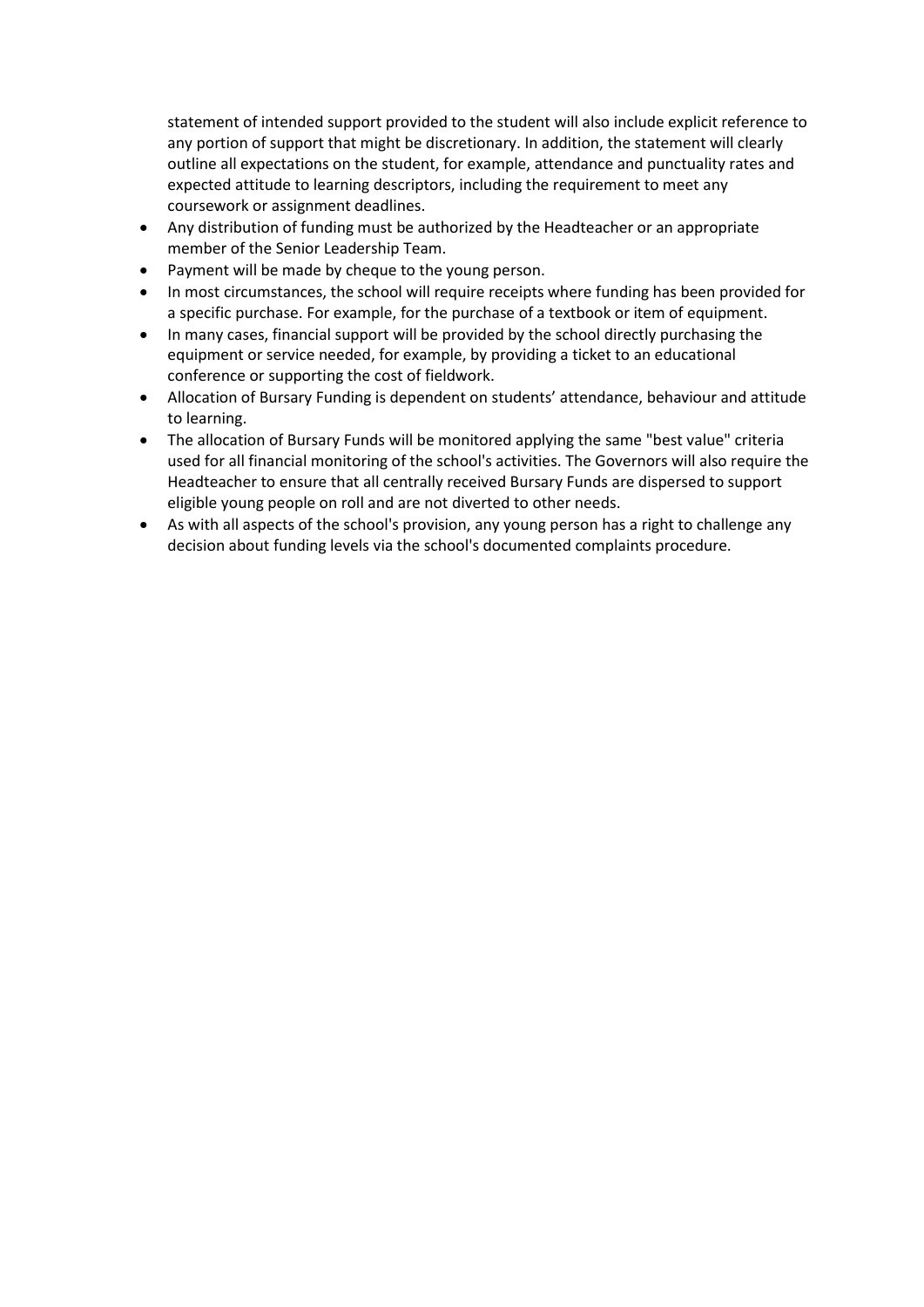statement of intended support provided to the student will also include explicit reference to any portion of support that might be discretionary. In addition, the statement will clearly outline all expectations on the student, for example, attendance and punctuality rates and expected attitude to learning descriptors, including the requirement to meet any coursework or assignment deadlines.

- Any distribution of funding must be authorized by the Headteacher or an appropriate member of the Senior Leadership Team.
- Payment will be made by cheque to the young person.
- In most circumstances, the school will require receipts where funding has been provided for a specific purchase. For example, for the purchase of a textbook or item of equipment.
- In many cases, financial support will be provided by the school directly purchasing the equipment or service needed, for example, by providing a ticket to an educational conference or supporting the cost of fieldwork.
- Allocation of Bursary Funding is dependent on students' attendance, behaviour and attitude to learning.
- The allocation of Bursary Funds will be monitored applying the same "best value" criteria used for all financial monitoring of the school's activities. The Governors will also require the Headteacher to ensure that all centrally received Bursary Funds are dispersed to support eligible young people on roll and are not diverted to other needs.
- As with all aspects of the school's provision, any young person has a right to challenge any decision about funding levels via the school's documented complaints procedure.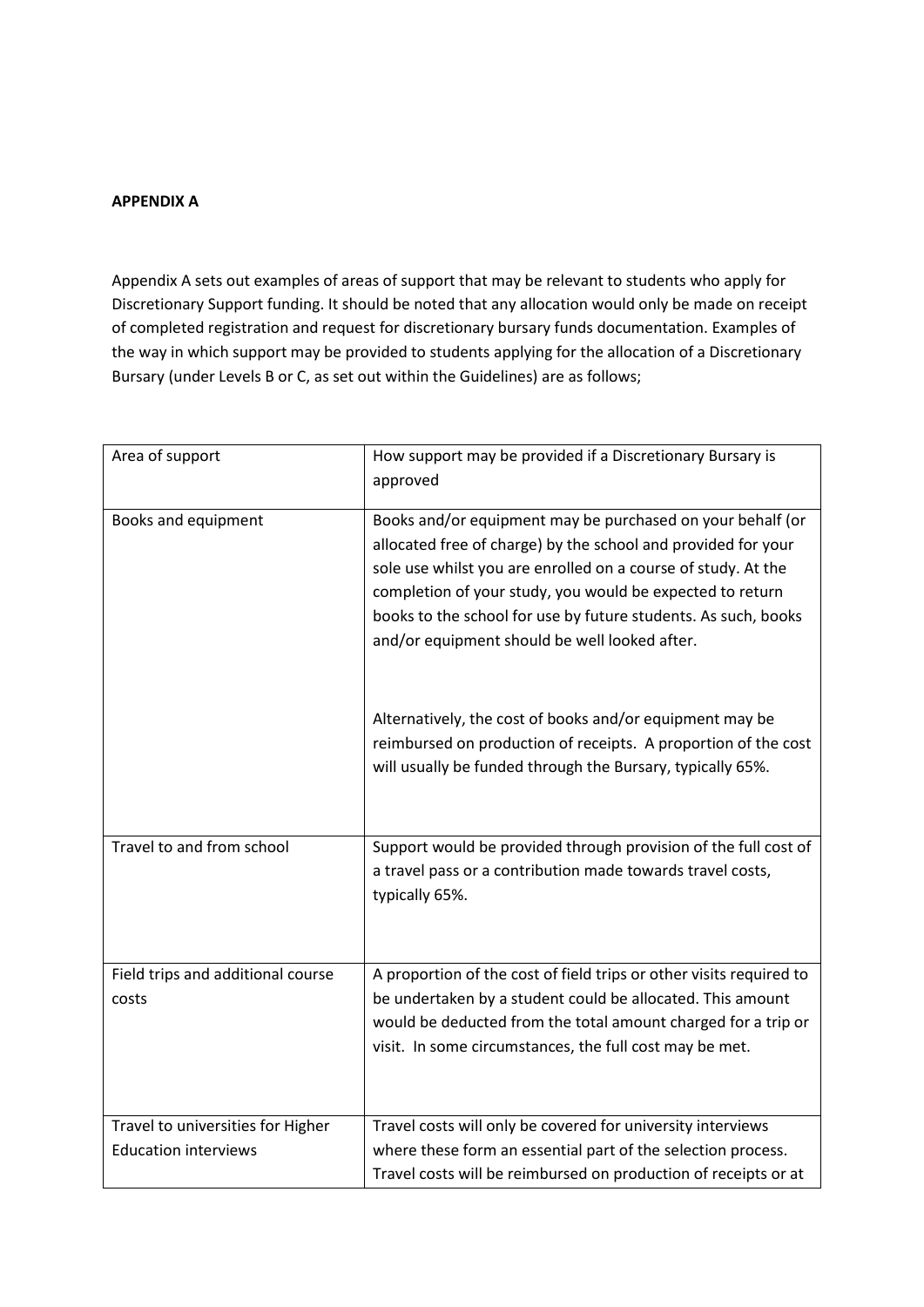**APPENDIX A**

Appendix A sets out examples of areas of support that may be relevant to students who apply for Discretionary Support funding. It should be noted that any allocation would only be made on receipt of completed registration and request for discretionary bursary funds documentation. Examples of the way in which support may be provided to students applying for the allocation of a Discretionary Bursary (under Levels B or C, as set out within the Guidelines) are as follows;

| Area of support | How support may be provided if a Discretionary Bursary is approved |
| --- | --- |
| Books and equipment | Books and/or equipment may be purchased on your behalf (or allocated free of charge) by the school and provided for your sole use whilst you are enrolled on a course of study. At the completion of your study, you would be expected to return books to the school for use by future students. As such, books and/or equipment should be well looked after.<br><br>Alternatively, the cost of books and/or equipment may be reimbursed on production of receipts. A proportion of the cost will usually be funded through the Bursary, typically 65%. |
| Travel to and from school | Support would be provided through provision of the full cost of a travel pass or a contribution made towards travel costs, typically 65%. |
| Field trips and additional course costs | A proportion of the cost of field trips or other visits required to be undertaken by a student could be allocated. This amount would be deducted from the total amount charged for a trip or visit. In some circumstances, the full cost may be met. |
| Travel to universities for Higher Education interviews | Travel costs will only be covered for university interviews where these form an essential part of the selection process. Travel costs will be reimbursed on production of receipts or at |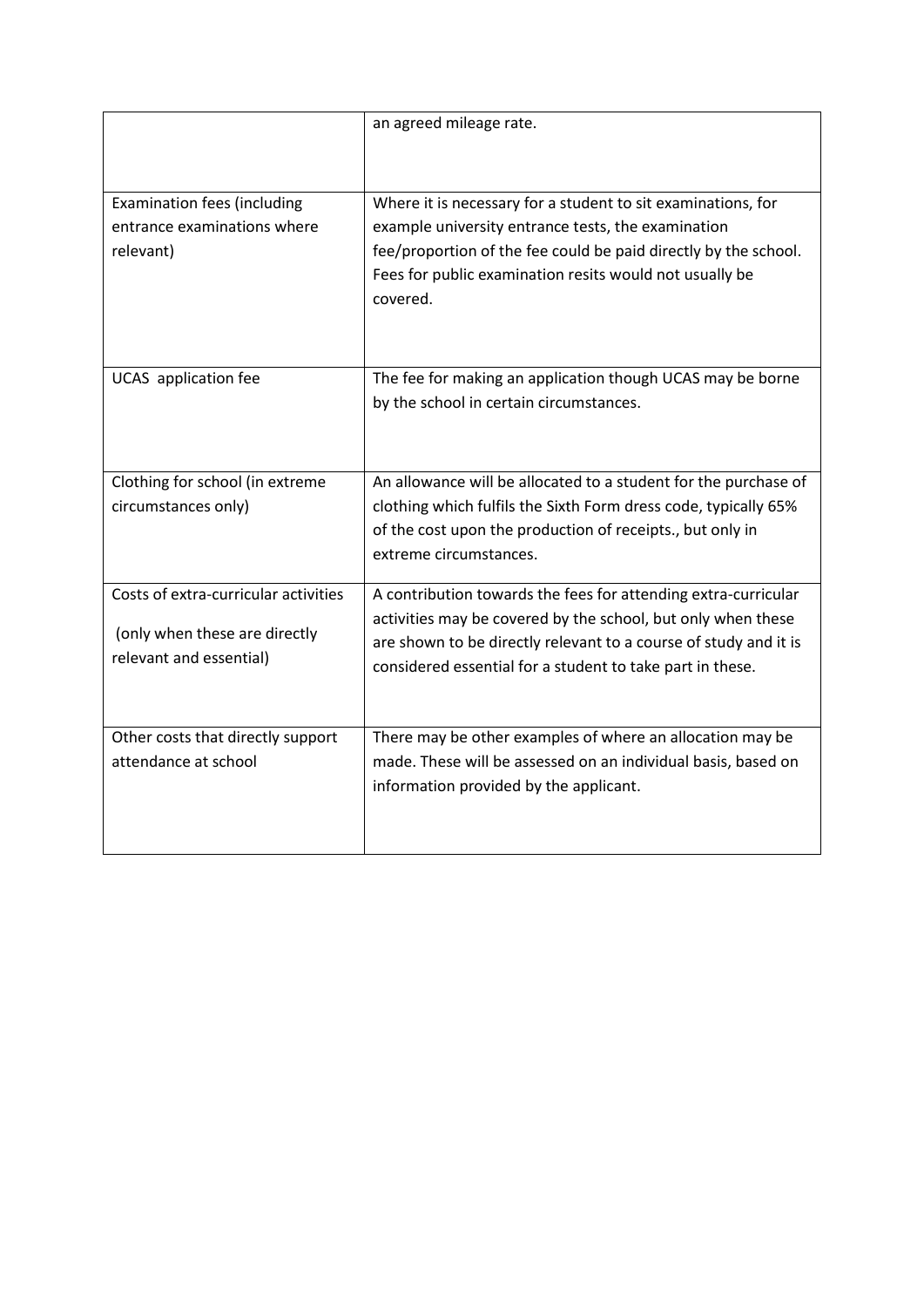| | |
|---|---|
| | an agreed mileage rate. |
| Examination fees (including entrance examinations where relevant) | Where it is necessary for a student to sit examinations, for example university entrance tests, the examination fee/proportion of the fee could be paid directly by the school. Fees for public examination resits would not usually be covered. |
| UCAS application fee | The fee for making an application though UCAS may be borne by the school in certain circumstances. |
| Clothing for school (in extreme circumstances only) | An allowance will be allocated to a student for the purchase of clothing which fulfils the Sixth Form dress code, typically 65% of the cost upon the production of receipts., but only in extreme circumstances. |
| Costs of extra-curricular activities (only when these are directly relevant and essential) | A contribution towards the fees for attending extra-curricular activities may be covered by the school, but only when these are shown to be directly relevant to a course of study and it is considered essential for a student to take part in these. |
| Other costs that directly support attendance at school | There may be other examples of where an allocation may be made. These will be assessed on an individual basis, based on information provided by the applicant. |